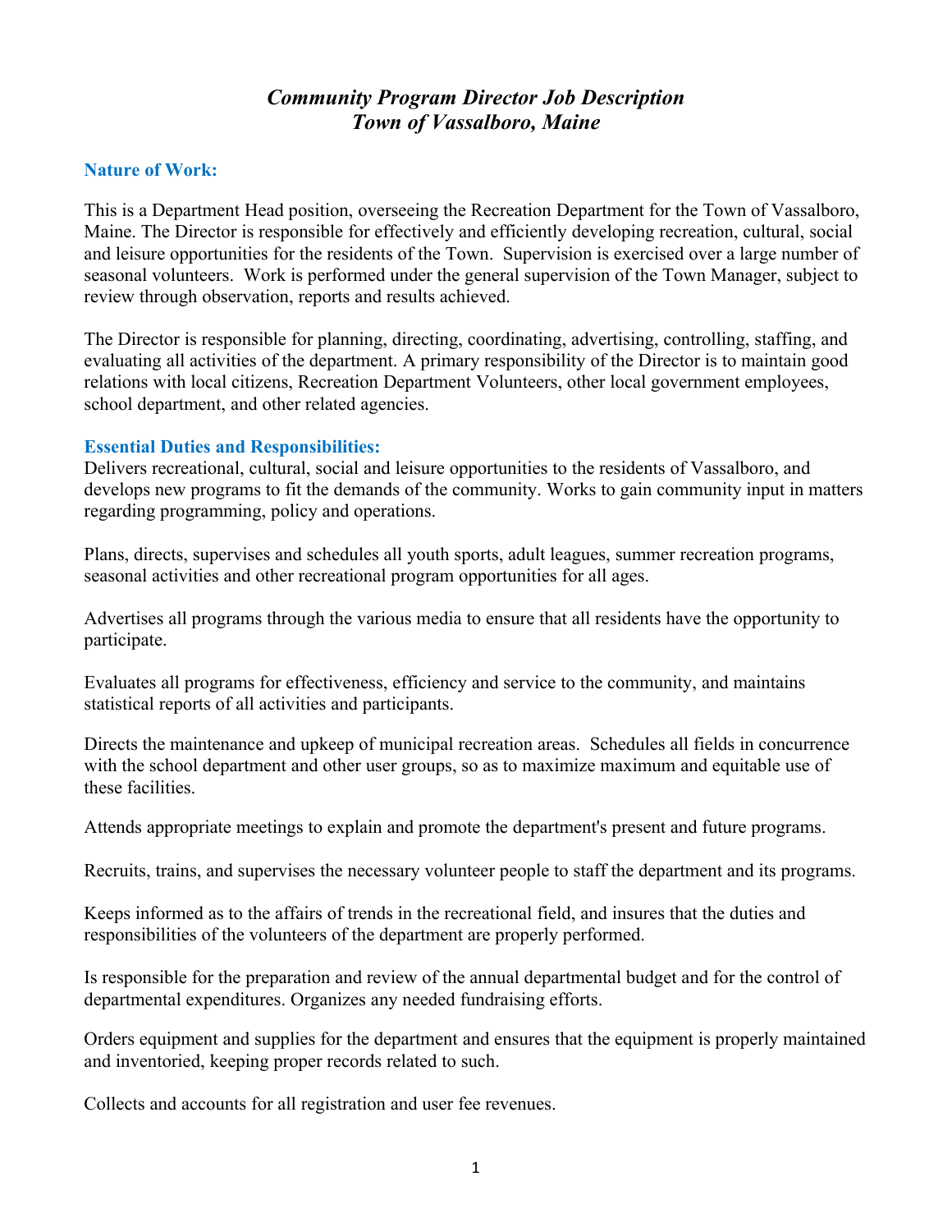# *Community Program Director Job Description*
# *Town of Vassalboro, Maine*

## Nature of Work:

This is a Department Head position, overseeing the Recreation Department for the Town of Vassalboro, Maine. The Director is responsible for effectively and efficiently developing recreation, cultural, social and leisure opportunities for the residents of the Town. Supervision is exercised over a large number of seasonal volunteers. Work is performed under the general supervision of the Town Manager, subject to review through observation, reports and results achieved.

The Director is responsible for planning, directing, coordinating, advertising, controlling, staffing, and evaluating all activities of the department. A primary responsibility of the Director is to maintain good relations with local citizens, Recreation Department Volunteers, other local government employees, school department, and other related agencies.

## Essential Duties and Responsibilities:

Delivers recreational, cultural, social and leisure opportunities to the residents of Vassalboro, and develops new programs to fit the demands of the community. Works to gain community input in matters regarding programming, policy and operations.

Plans, directs, supervises and schedules all youth sports, adult leagues, summer recreation programs, seasonal activities and other recreational program opportunities for all ages.

Advertises all programs through the various media to ensure that all residents have the opportunity to participate.

Evaluates all programs for effectiveness, efficiency and service to the community, and maintains statistical reports of all activities and participants.

Directs the maintenance and upkeep of municipal recreation areas. Schedules all fields in concurrence with the school department and other user groups, so as to maximize maximum and equitable use of these facilities.

Attends appropriate meetings to explain and promote the department's present and future programs.

Recruits, trains, and supervises the necessary volunteer people to staff the department and its programs.

Keeps informed as to the affairs of trends in the recreational field, and insures that the duties and responsibilities of the volunteers of the department are properly performed.

Is responsible for the preparation and review of the annual departmental budget and for the control of departmental expenditures. Organizes any needed fundraising efforts.

Orders equipment and supplies for the department and ensures that the equipment is properly maintained and inventoried, keeping proper records related to such.

Collects and accounts for all registration and user fee revenues.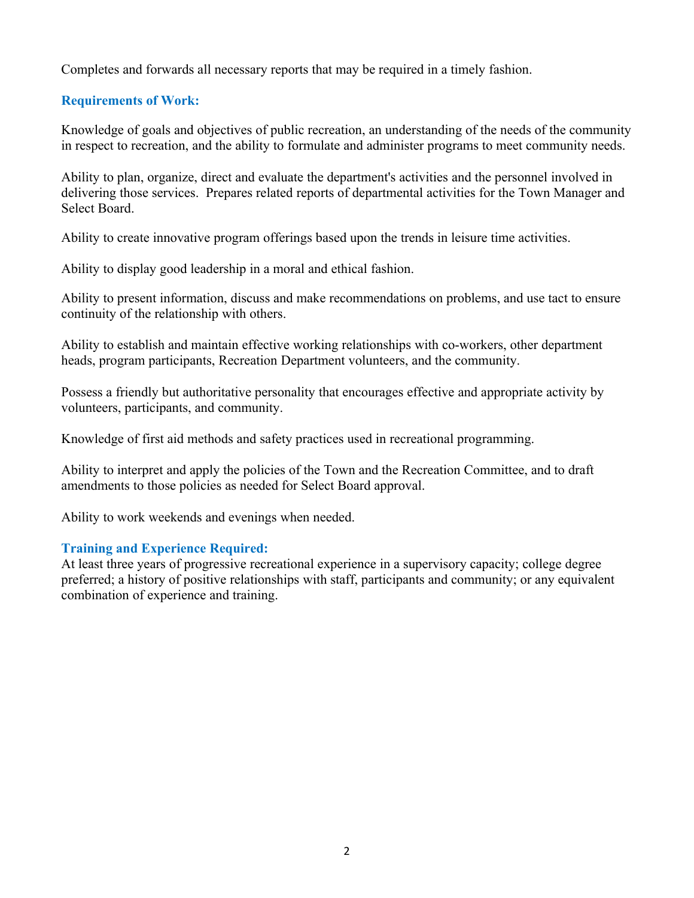Completes and forwards all necessary reports that may be required in a timely fashion.

### Requirements of Work:

Knowledge of goals and objectives of public recreation, an understanding of the needs of the community in respect to recreation, and the ability to formulate and administer programs to meet community needs.

Ability to plan, organize, direct and evaluate the department's activities and the personnel involved in delivering those services. Prepares related reports of departmental activities for the Town Manager and Select Board.

Ability to create innovative program offerings based upon the trends in leisure time activities.

Ability to display good leadership in a moral and ethical fashion.

Ability to present information, discuss and make recommendations on problems, and use tact to ensure continuity of the relationship with others.

Ability to establish and maintain effective working relationships with co-workers, other department heads, program participants, Recreation Department volunteers, and the community.

Possess a friendly but authoritative personality that encourages effective and appropriate activity by volunteers, participants, and community.

Knowledge of first aid methods and safety practices used in recreational programming.

Ability to interpret and apply the policies of the Town and the Recreation Committee, and to draft amendments to those policies as needed for Select Board approval.

Ability to work weekends and evenings when needed.

### Training and Experience Required:

At least three years of progressive recreational experience in a supervisory capacity; college degree preferred; a history of positive relationships with staff, participants and community; or any equivalent combination of experience and training.